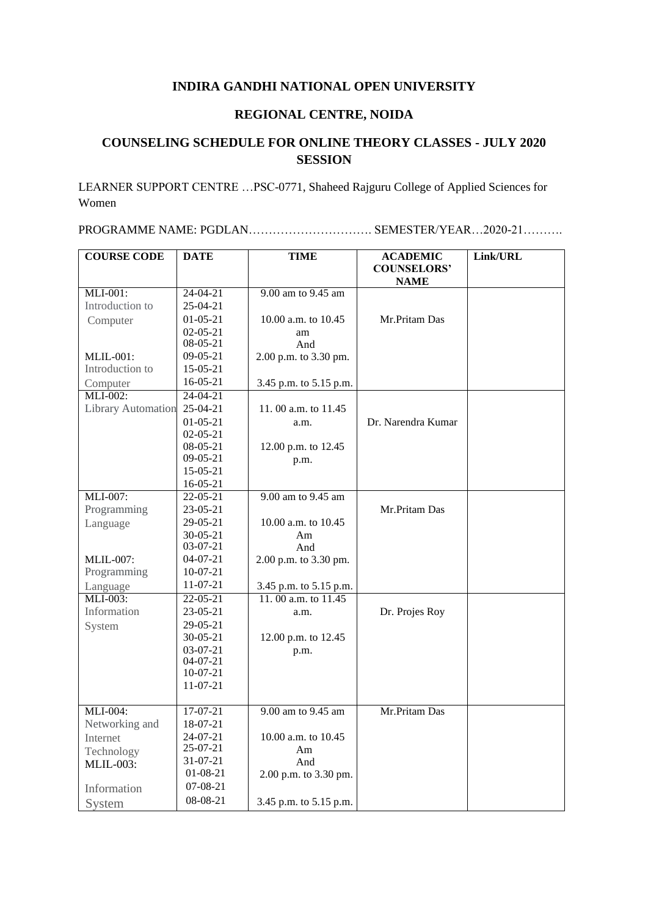**INDIRA GANDHI NATIONAL OPEN UNIVERSITY**

**REGIONAL CENTRE, NOIDA**

**COUNSELING SCHEDULE FOR ONLINE THEORY CLASSES - JULY 2020 SESSION**

LEARNER SUPPORT CENTRE …PSC-0771, Shaheed Rajguru College of Applied Sciences for Women

PROGRAMME NAME: PGDLAN…………………………. SEMESTER/YEAR…2020-21……….

| COURSE CODE | DATE | TIME | ACADEMIC COUNSELORS' NAME | Link/URL |
|---|---|---|---|---|
| MLI-001: Introduction to Computer<br><br>MLIL-001: Introduction to Computer | 24-04-21<br>25-04-21<br>01-05-21<br>02-05-21<br>08-05-21<br>09-05-21<br>15-05-21<br>16-05-21 | 9.00 am to 9.45 am<br>10.00 a.m. to 10.45 am<br>And<br>2.00 p.m. to 3.30 pm.<br>3.45 p.m. to 5.15 p.m. | Mr.Pritam Das | |
| MLI-002: Library Automation | 24-04-21<br>25-04-21<br>01-05-21<br>02-05-21<br>08-05-21<br>09-05-21<br>15-05-21<br>16-05-21 | 11. 00 a.m. to 11.45 a.m.<br>12.00 p.m. to 12.45 p.m. | Dr. Narendra Kumar | |
| MLI-007: Programming Language<br><br>MLIL-007: Programming Language | 22-05-21<br>23-05-21<br>29-05-21<br>30-05-21<br>03-07-21<br>04-07-21<br>10-07-21<br>11-07-21 | 9.00 am to 9.45 am<br>10.00 a.m. to 10.45 Am<br>And<br>2.00 p.m. to 3.30 pm.<br>3.45 p.m. to 5.15 p.m. | Mr.Pritam Das | |
| MLI-003: Information System | 22-05-21<br>23-05-21<br>29-05-21<br>30-05-21<br>03-07-21<br>04-07-21<br>10-07-21<br>11-07-21 | 11. 00 a.m. to 11.45 a.m.<br>12.00 p.m. to 12.45 p.m. | Dr. Projes Roy | |
| MLI-004: Networking and Internet Technology<br>MLIL-003:<br>Information System | 17-07-21<br>18-07-21<br>24-07-21<br>25-07-21<br>31-07-21<br>01-08-21<br>07-08-21<br>08-08-21 | 9.00 am to 9.45 am<br>10.00 a.m. to 10.45 Am<br>And<br>2.00 p.m. to 3.30 pm.<br>3.45 p.m. to 5.15 p.m. | Mr.Pritam Das | |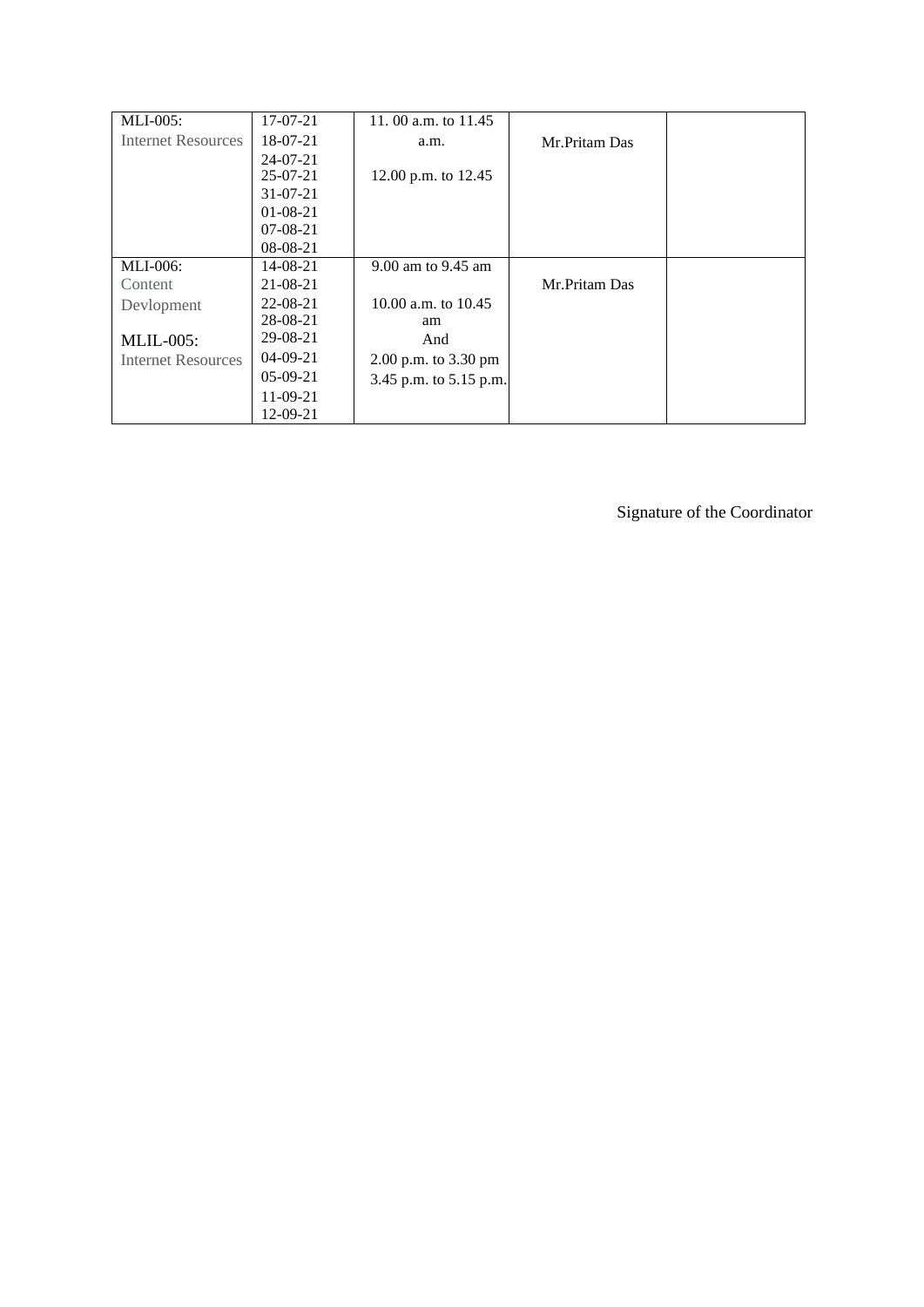| | | | | |
|---|---|---|---|---|
| MLI-005: Internet Resources | 17-07-21<br>18-07-21<br>24-07-21<br>25-07-21<br>31-07-21<br>01-08-21<br>07-08-21<br>08-08-21 | 11. 00 a.m. to 11.45 a.m.<br><br>12.00 p.m. to 12.45 | Mr.Pritam Das | |
| MLI-006: Content Devlopment<br><br>MLIL-005: Internet Resources | 14-08-21<br>21-08-21<br>22-08-21<br>28-08-21<br>29-08-21<br>04-09-21<br>05-09-21<br>11-09-21<br>12-09-21 | 9.00 am to 9.45 am<br><br>10.00 a.m. to 10.45 am<br>And<br>2.00 p.m. to 3.30 pm<br>3.45 p.m. to 5.15 p.m. | Mr.Pritam Das | |

Signature of the Coordinator